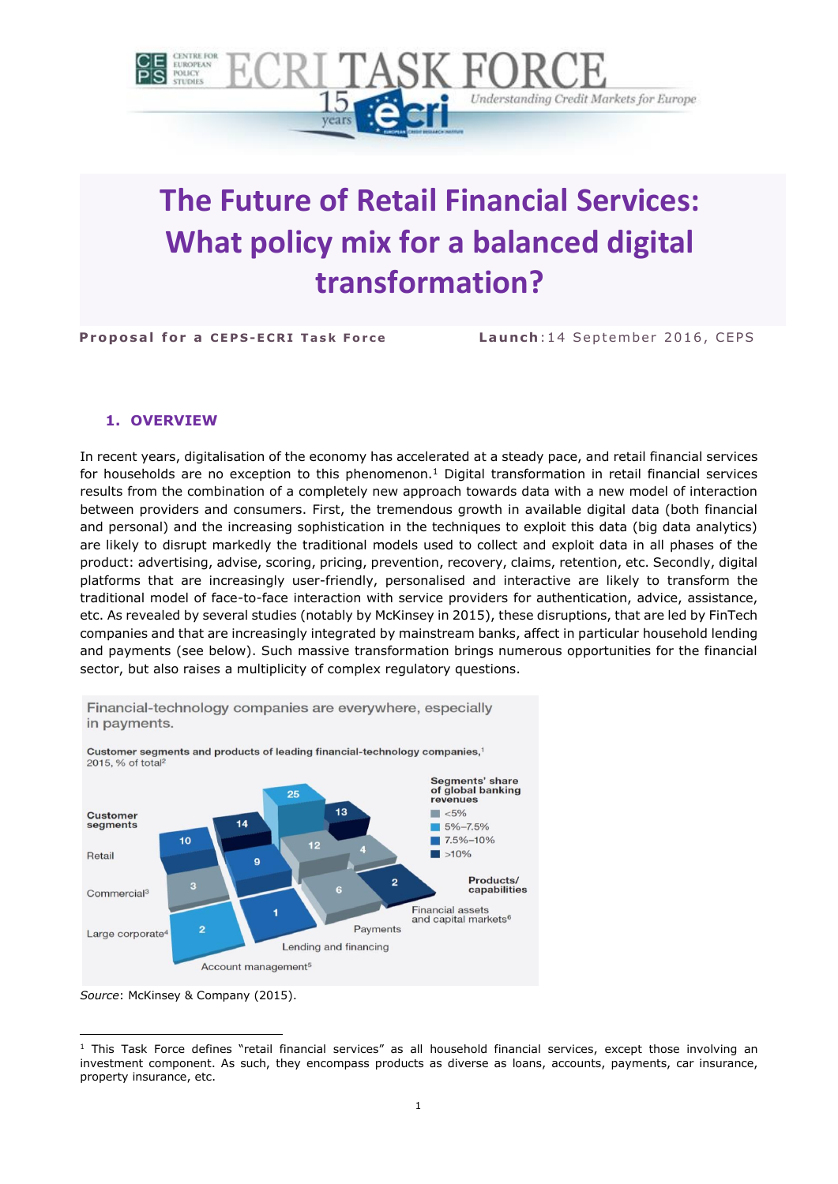# The Future of Retail Financial Services: What policy mix for a balanced digital transformation?

**Proposal for a CEPS-ECRI Task Force** **Launch**: 14 September 2016, CEPS

## 1. OVERVIEW

In recent years, digitalisation of the economy has accelerated at a steady pace, and retail financial services for households are no exception to this phenomenon.[1] Digital transformation in retail financial services results from the combination of a completely new approach towards data with a new model of interaction between providers and consumers. First, the tremendous growth in available digital data (both financial and personal) and the increasing sophistication in the techniques to exploit this data (big data analytics) are likely to disrupt markedly the traditional models used to collect and exploit data in all phases of the product: advertising, advise, scoring, pricing, prevention, recovery, claims, retention, etc. Secondly, digital platforms that are increasingly user-friendly, personalised and interactive are likely to transform the traditional model of face-to-face interaction with service providers for authentication, advice, assistance, etc. As revealed by several studies (notably by McKinsey in 2015), these disruptions, that are led by FinTech companies and that are increasingly integrated by mainstream banks, affect in particular household lending and payments (see below). Such massive transformation brings numerous opportunities for the financial sector, but also raises a multiplicity of complex regulatory questions.

Financial-technology companies are everywhere, especially in payments.

Customer segments and products of leading financial-technology companies,[1] 2015, % of total[2]

| Customer segments | Account management[5] | Lending and financing | Payments | Financial assets and capital markets[6] |
|---|---|---|---|---|
| Retail | 10 | 14 | 25 | 13 |
| Commercial[3] | 3 | 9 | 12 | 4 |
| Large corporate[4] | 2 | 1 | 6 | 2 |

Segments' share of global banking revenues: <5%; 5%–7.5%; 7.5%–10%; >10%

*Source*: McKinsey & Company (2015).

[1] This Task Force defines "retail financial services" as all household financial services, except those involving an investment component. As such, they encompass products as diverse as loans, accounts, payments, car insurance, property insurance, etc.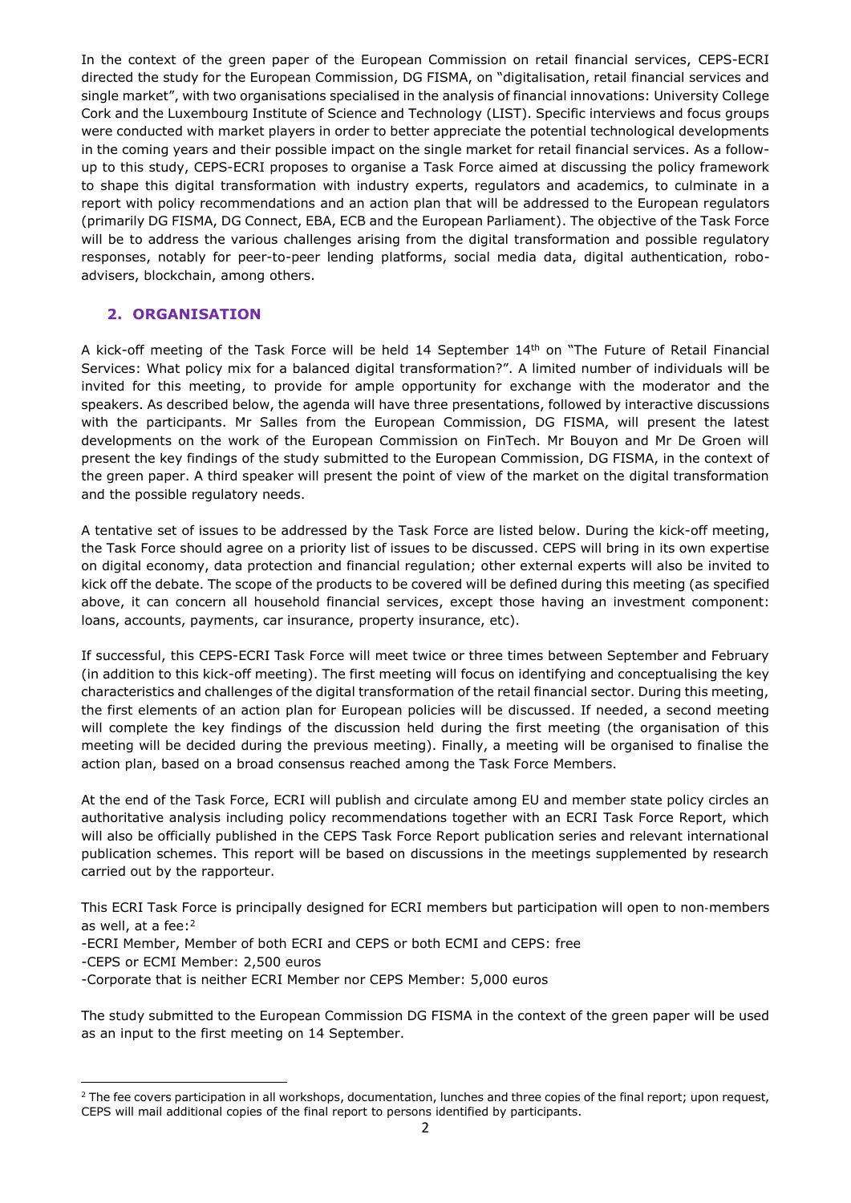In the context of the green paper of the European Commission on retail financial services, CEPS-ECRI directed the study for the European Commission, DG FISMA, on "digitalisation, retail financial services and single market", with two organisations specialised in the analysis of financial innovations: University College Cork and the Luxembourg Institute of Science and Technology (LIST). Specific interviews and focus groups were conducted with market players in order to better appreciate the potential technological developments in the coming years and their possible impact on the single market for retail financial services. As a follow-up to this study, CEPS-ECRI proposes to organise a Task Force aimed at discussing the policy framework to shape this digital transformation with industry experts, regulators and academics, to culminate in a report with policy recommendations and an action plan that will be addressed to the European regulators (primarily DG FISMA, DG Connect, EBA, ECB and the European Parliament). The objective of the Task Force will be to address the various challenges arising from the digital transformation and possible regulatory responses, notably for peer-to-peer lending platforms, social media data, digital authentication, robo-advisers, blockchain, among others.

## 2. ORGANISATION

A kick-off meeting of the Task Force will be held 14 September 14th on "The Future of Retail Financial Services: What policy mix for a balanced digital transformation?". A limited number of individuals will be invited for this meeting, to provide for ample opportunity for exchange with the moderator and the speakers. As described below, the agenda will have three presentations, followed by interactive discussions with the participants. Mr Salles from the European Commission, DG FISMA, will present the latest developments on the work of the European Commission on FinTech. Mr Bouyon and Mr De Groen will present the key findings of the study submitted to the European Commission, DG FISMA, in the context of the green paper. A third speaker will present the point of view of the market on the digital transformation and the possible regulatory needs.

A tentative set of issues to be addressed by the Task Force are listed below. During the kick-off meeting, the Task Force should agree on a priority list of issues to be discussed. CEPS will bring in its own expertise on digital economy, data protection and financial regulation; other external experts will also be invited to kick off the debate. The scope of the products to be covered will be defined during this meeting (as specified above, it can concern all household financial services, except those having an investment component: loans, accounts, payments, car insurance, property insurance, etc).

If successful, this CEPS-ECRI Task Force will meet twice or three times between September and February (in addition to this kick-off meeting). The first meeting will focus on identifying and conceptualising the key characteristics and challenges of the digital transformation of the retail financial sector. During this meeting, the first elements of an action plan for European policies will be discussed. If needed, a second meeting will complete the key findings of the discussion held during the first meeting (the organisation of this meeting will be decided during the previous meeting). Finally, a meeting will be organised to finalise the action plan, based on a broad consensus reached among the Task Force Members.

At the end of the Task Force, ECRI will publish and circulate among EU and member state policy circles an authoritative analysis including policy recommendations together with an ECRI Task Force Report, which will also be officially published in the CEPS Task Force Report publication series and relevant international publication schemes. This report will be based on discussions in the meetings supplemented by research carried out by the rapporteur.

This ECRI Task Force is principally designed for ECRI members but participation will open to non-members as well, at a fee:[2]

-ECRI Member, Member of both ECRI and CEPS or both ECMI and CEPS: free

-CEPS or ECMI Member: 2,500 euros

-Corporate that is neither ECRI Member nor CEPS Member: 5,000 euros

The study submitted to the European Commission DG FISMA in the context of the green paper will be used as an input to the first meeting on 14 September.

[2] The fee covers participation in all workshops, documentation, lunches and three copies of the final report; upon request, CEPS will mail additional copies of the final report to persons identified by participants.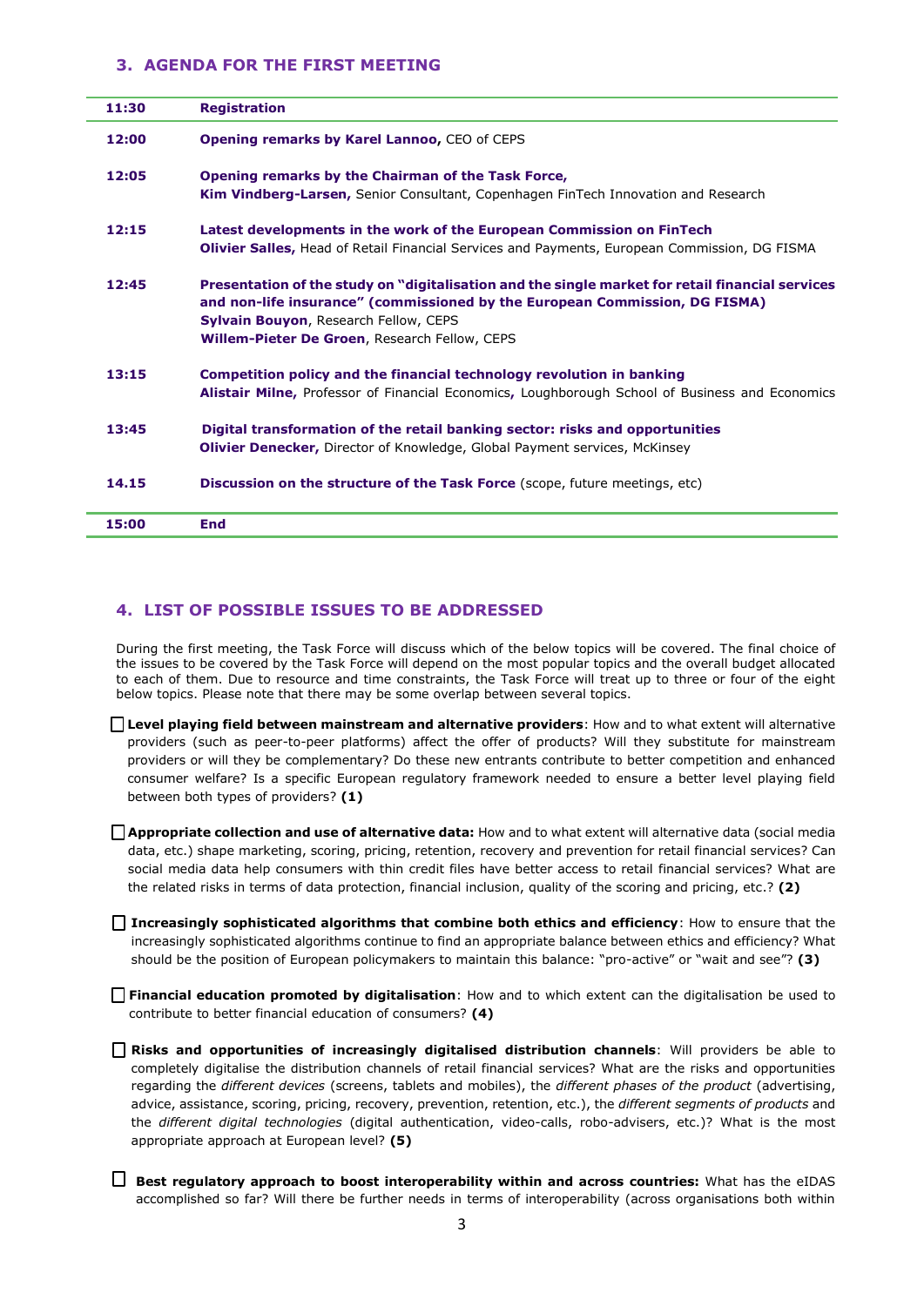## 3. AGENDA FOR THE FIRST MEETING

| | |
|---|---|
| **11:30** | **Registration** |
| **12:00** | **Opening remarks by Karel Lannoo,** CEO of CEPS |
| **12:05** | **Opening remarks by the Chairman of the Task Force,**<br>**Kim Vindberg-Larsen,** Senior Consultant, Copenhagen FinTech Innovation and Research |
| **12:15** | **Latest developments in the work of the European Commission on FinTech**<br>**Olivier Salles,** Head of Retail Financial Services and Payments, European Commission, DG FISMA |
| **12:45** | **Presentation of the study on "digitalisation and the single market for retail financial services and non-life insurance" (commissioned by the European Commission, DG FISMA)**<br>**Sylvain Bouyon**, Research Fellow, CEPS<br>**Willem-Pieter De Groen**, Research Fellow, CEPS |
| **13:15** | **Competition policy and the financial technology revolution in banking**<br>**Alistair Milne,** Professor of Financial Economics**,** Loughborough School of Business and Economics |
| **13:45** | **Digital transformation of the retail banking sector: risks and opportunities**<br>**Olivier Denecker,** Director of Knowledge, Global Payment services, McKinsey |
| **14.15** | **Discussion on the structure of the Task Force** (scope, future meetings, etc) |
| **15:00** | **End** |

## 4. LIST OF POSSIBLE ISSUES TO BE ADDRESSED

During the first meeting, the Task Force will discuss which of the below topics will be covered. The final choice of the issues to be covered by the Task Force will depend on the most popular topics and the overall budget allocated to each of them. Due to resource and time constraints, the Task Force will treat up to three or four of the eight below topics. Please note that there may be some overlap between several topics.

☐ **Level playing field between mainstream and alternative providers**: How and to what extent will alternative providers (such as peer-to-peer platforms) affect the offer of products? Will they substitute for mainstream providers or will they be complementary? Do these new entrants contribute to better competition and enhanced consumer welfare? Is a specific European regulatory framework needed to ensure a better level playing field between both types of providers? **(1)**

☐ **Appropriate collection and use of alternative data:** How and to what extent will alternative data (social media data, etc.) shape marketing, scoring, pricing, retention, recovery and prevention for retail financial services? Can social media data help consumers with thin credit files have better access to retail financial services? What are the related risks in terms of data protection, financial inclusion, quality of the scoring and pricing, etc.? **(2)**

☐ **Increasingly sophisticated algorithms that combine both ethics and efficiency**: How to ensure that the increasingly sophisticated algorithms continue to find an appropriate balance between ethics and efficiency? What should be the position of European policymakers to maintain this balance: "pro-active" or "wait and see"? **(3)**

☐ **Financial education promoted by digitalisation**: How and to which extent can the digitalisation be used to contribute to better financial education of consumers? **(4)**

☐ **Risks and opportunities of increasingly digitalised distribution channels**: Will providers be able to completely digitalise the distribution channels of retail financial services? What are the risks and opportunities regarding the *different devices* (screens, tablets and mobiles), the *different phases of the product* (advertising, advice, assistance, scoring, pricing, recovery, prevention, retention, etc.), the *different segments of products* and the *different digital technologies* (digital authentication, video-calls, robo-advisers, etc.)? What is the most appropriate approach at European level? **(5)**

☐ **Best regulatory approach to boost interoperability within and across countries:** What has the eIDAS accomplished so far? Will there be further needs in terms of interoperability (across organisations both within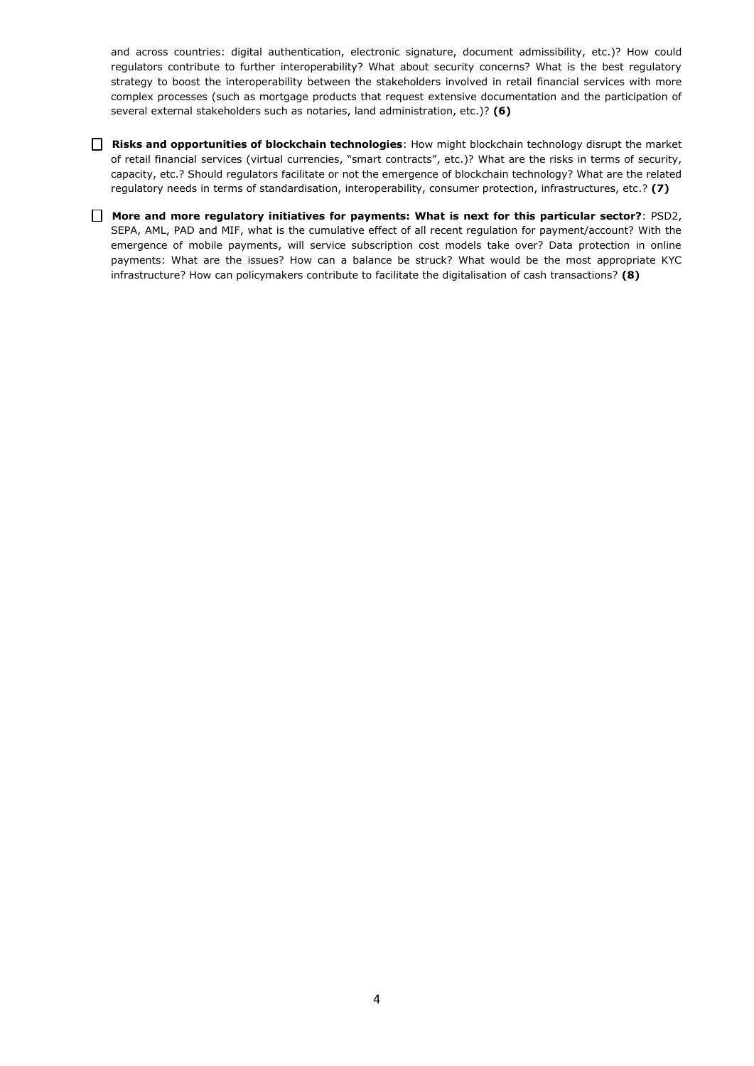and across countries: digital authentication, electronic signature, document admissibility, etc.)? How could regulators contribute to further interoperability? What about security concerns? What is the best regulatory strategy to boost the interoperability between the stakeholders involved in retail financial services with more complex processes (such as mortgage products that request extensive documentation and the participation of several external stakeholders such as notaries, land administration, etc.)? **(6)**

- [ ] **Risks and opportunities of blockchain technologies**: How might blockchain technology disrupt the market of retail financial services (virtual currencies, "smart contracts", etc.)? What are the risks in terms of security, capacity, etc.? Should regulators facilitate or not the emergence of blockchain technology? What are the related regulatory needs in terms of standardisation, interoperability, consumer protection, infrastructures, etc.? **(7)**

- [ ] **More and more regulatory initiatives for payments: What is next for this particular sector?**: PSD2, SEPA, AML, PAD and MIF, what is the cumulative effect of all recent regulation for payment/account? With the emergence of mobile payments, will service subscription cost models take over? Data protection in online payments: What are the issues? How can a balance be struck? What would be the most appropriate KYC infrastructure? How can policymakers contribute to facilitate the digitalisation of cash transactions? **(8)**